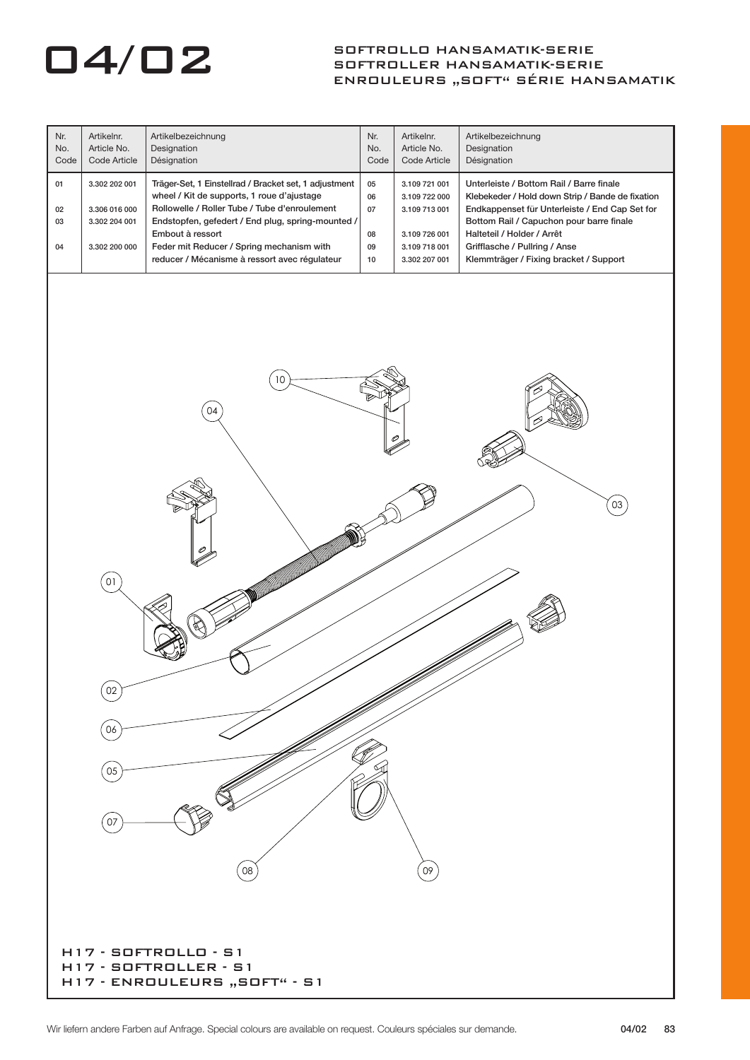# 04/02

## SOFTROLLO HANSAMATIK-SERIE
## SOFTROLLER HANSAMATIK-SERIE
## ENROULEURS „SOFT" SÉRIE HANSAMATIK

| Nr.<br>No.<br>Code | Artikelnr.<br>Article No.<br>Code Article | Artikelbezeichnung<br>Designation<br>Désignation | Nr.<br>No.<br>Code | Artikelnr.<br>Article No.<br>Code Article | Artikelbezeichnung<br>Designation<br>Désignation |
|---|---|---|---|---|---|
| 01 | 3.302 202 001 | Träger-Set, 1 Einstellrad / Bracket set, 1 adjustment wheel / Kit de supports, 1 roue d'ajustage | 05 | 3.109 721 001 | Unterleiste / Bottom Rail / Barre finale |
| | | | 06 | 3.109 722 000 | Klebekeder / Hold down Strip / Bande de fixation |
| 02 | 3.306 016 000 | Rollowelle / Roller Tube / Tube d'enroulement | 07 | 3.109 713 001 | Endkappenset für Unterleiste / End Cap Set for Bottom Rail / Capuchon pour barre finale |
| 03 | 3.302 204 001 | Endstopfen, gefedert / End plug, spring-mounted / Embout à ressort | 08 | 3.109 726 001 | Halteteil / Holder / Arrêt |
| 04 | 3.302 200 000 | Feder mit Reducer / Spring mechanism with reducer / Mécanisme à ressort avec régulateur | 09 | 3.109 718 001 | Grifflasche / Pullring / Anse |
| | | | 10 | 3.302 207 001 | Klemmträger / Fixing bracket / Support |

H17 - SOFTROLLO - S1
H17 - SOFTROLLER - S1
H17 - ENROULEURS „SOFT" - S1

Wir liefern andere Farben auf Anfrage. Special colours are available on request. Couleurs spéciales sur demande.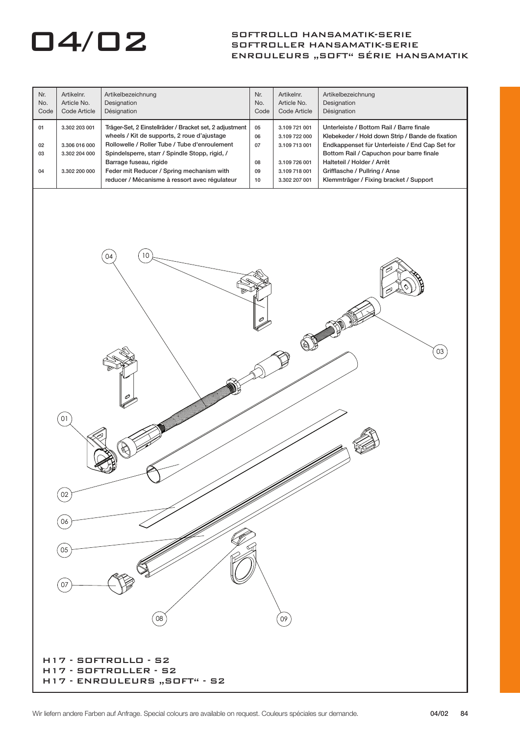# 04/02

## SOFTROLLO HANSAMATIK-SERIE
## SOFTROLLER HANSAMATIK-SERIE
## ENROULEURS „SOFT“ SÉRIE HANSAMATIK

| Nr. No. Code | Artikelnr. Article No. Code Article | Artikelbezeichnung Designation Désignation | Nr. No. Code | Artikelnr. Article No. Code Article | Artikelbezeichnung Designation Désignation |
|---|---|---|---|---|---|
| 01 | 3.302 203 001 | Träger-Set, 2 Einstellräder / Bracket set, 2 adjustment wheels / Kit de supports, 2 roue d'ajustage | 05 | 3.109 721 001 | Unterleiste / Bottom Rail / Barre finale |
| 02 | 3.306 016 000 | Rollowelle / Roller Tube / Tube d'enroulement | 06 | 3.109 722 000 | Klebekeder / Hold down Strip / Bande de fixation |
| 03 | 3.302 204 000 | Spindelsperre, starr / Spindle Stopp, rigid, / Barrage fuseau, rigide | 07 | 3.109 713 001 | Endkappenset für Unterleiste / End Cap Set for Bottom Rail / Capuchon pour barre finale |
| 04 | 3.302 200 000 | Feder mit Reducer / Spring mechanism with reducer / Mécanisme à ressort avec régulateur | 08 | 3.109 726 001 | Halteteil / Holder / Arrêt |
| | | | 09 | 3.109 718 001 | Grifflasche / Pullring / Anse |
| | | | 10 | 3.302 207 001 | Klemmträger / Fixing bracket / Support |

01 02 03 04 05 06 07 08 09 10

**H17 - SOFTROLLO - S2**
**H17 - SOFTROLLER - S2**
**H17 - ENROULEURS „SOFT“ - S2**

Wir liefern andere Farben auf Anfrage. Special colours are available on request. Couleurs spéciales sur demande.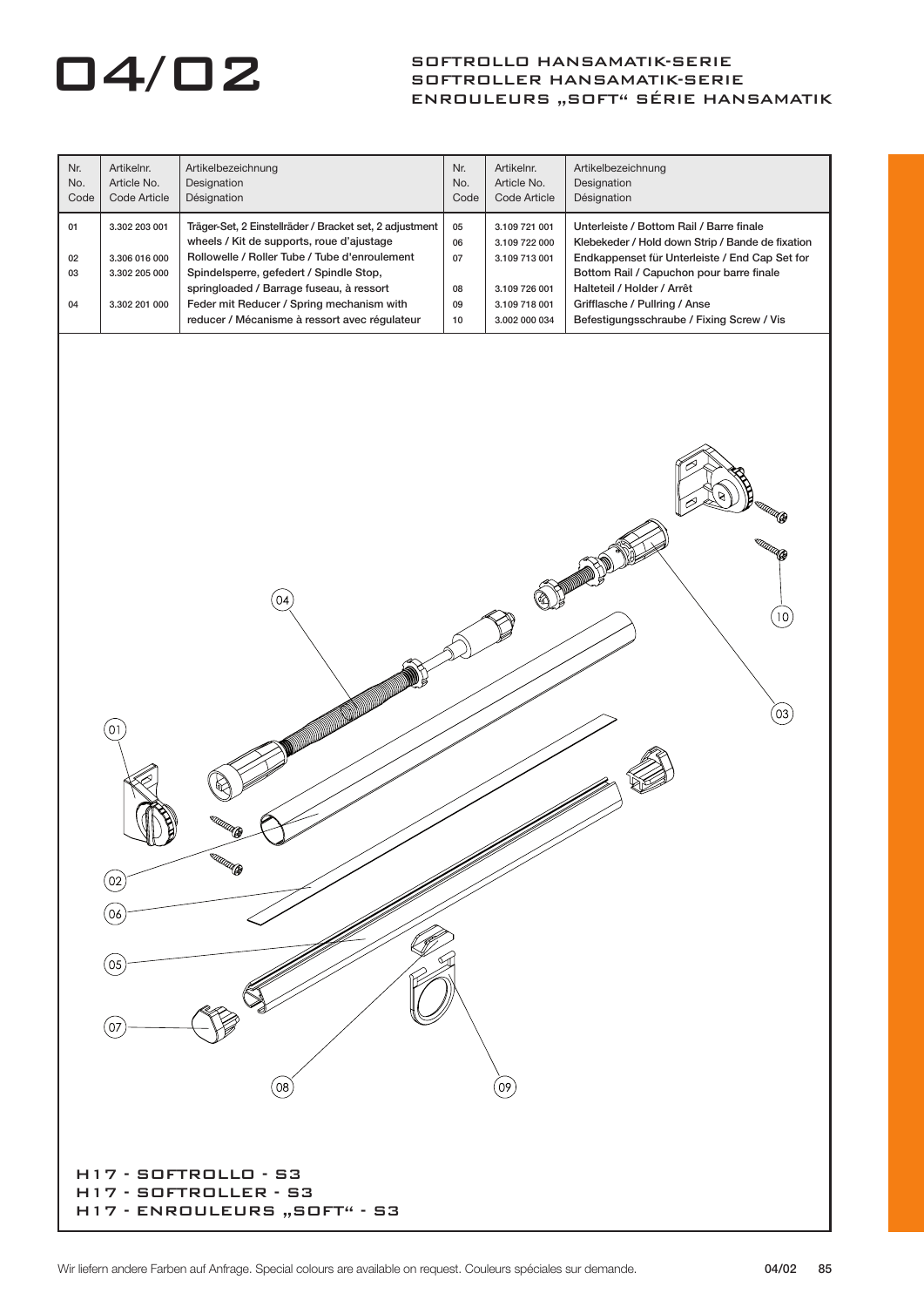# 04/02

## SOFTROLLO HANSAMATIK-SERIE
## SOFTROLLER HANSAMATIK-SERIE
## ENROULEURS „SOFT“ SÉRIE HANSAMATIK

| Nr. No. Code | Artikelnr. Article No. Code Article | Artikelbezeichnung Designation Désignation | Nr. No. Code | Artikelnr. Article No. Code Article | Artikelbezeichnung Designation Désignation |
|---|---|---|---|---|---|
| 01 | 3.302 203 001 | Träger-Set, 2 Einstellräder / Bracket set, 2 adjustment wheels / Kit de supports, roue d'ajustage | 05 | 3.109 721 001 | Unterleiste / Bottom Rail / Barre finale |
| 02 | 3.306 016 000 | Rollowelle / Roller Tube / Tube d'enroulement | 06 | 3.109 722 000 | Klebekeder / Hold down Strip / Bande de fixation |
| 03 | 3.302 205 000 | Spindelsperre, gefedert / Spindle Stop, springloaded / Barrage fuseau, à ressort | 07 | 3.109 713 001 | Endkappenset für Unterleiste / End Cap Set for Bottom Rail / Capuchon pour barre finale |
| 04 | 3.302 201 000 | Feder mit Reducer / Spring mechanism with reducer / Mécanisme à ressort avec régulateur | 08 | 3.109 726 001 | Halteteil / Holder / Arrêt |
| | | | 09 | 3.109 718 001 | Grifflasche / Pullring / Anse |
| | | | 10 | 3.002 000 034 | Befestigungsschraube / Fixing Screw / Vis |

H17 - SOFTROLLO - S3
H17 - SOFTROLLER - S3
H17 - ENROULEURS „SOFT“ - S3

Wir liefern andere Farben auf Anfrage. Special colours are available on request. Couleurs spéciales sur demande.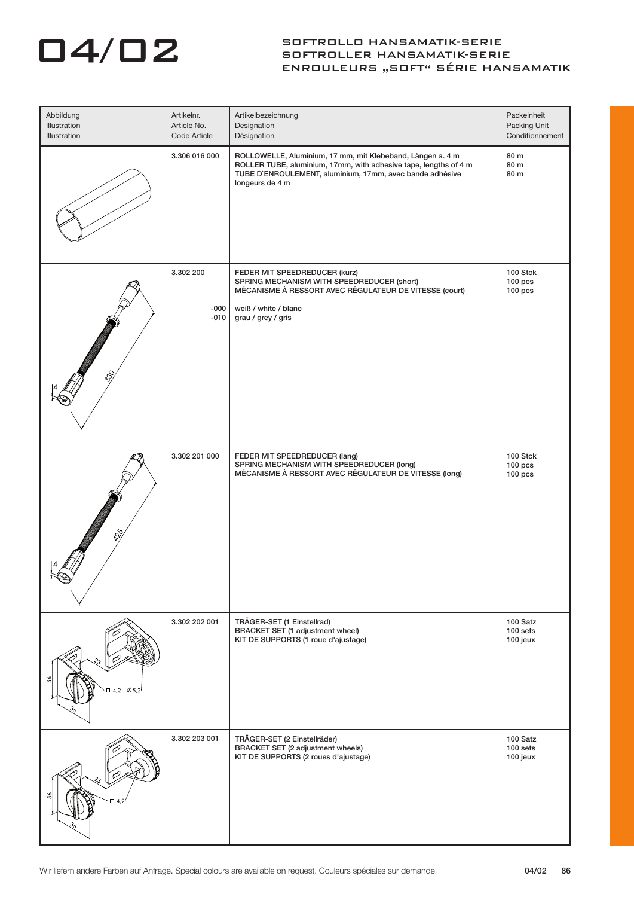# 04/02

## SOFTROLLO HANSAMATIK-SERIE
## SOFTROLLER HANSAMATIK-SERIE
## ENROULEURS „SOFT“ SÉRIE HANSAMATIK

| Abbildung<br>Illustration<br>Illustration | Artikelnr.<br>Article No.<br>Code Article | Artikelbezeichnung<br>Designation<br>Désignation | Packeinheit<br>Packing Unit<br>Conditionnement |
|---|---|---|---|
| | 3.306 016 000 | ROLLOWELLE, Aluminium, 17 mm, mit Klebeband, Längen a. 4 m<br>ROLLER TUBE, aluminium, 17mm, with adhesive tape, lengths of 4 m<br>TUBE D`ENROULEMENT, aluminium, 17mm, avec bande adhésive longeurs de 4 m | 80 m<br>80 m<br>80 m |
| 4, 330 | 3.302 200<br><br>-000<br>-010 | FEDER MIT SPEEDREDUCER (kurz)<br>SPRING MECHANISM WITH SPEEDREDUCER (short)<br>MÉCANISME À RESSORT AVEC RÉGULATEUR DE VITESSE (court)<br><br>weiß / white / blanc<br>grau / grey / gris | 100 Stck<br>100 pcs<br>100 pcs |
| 4, 425 | 3.302 201 000 | FEDER MIT SPEEDREDUCER (lang)<br>SPRING MECHANISM WITH SPEEDREDUCER (long)<br>MÉCANISME À RESSORT AVEC RÉGULATEUR DE VITESSE (long) | 100 Stck<br>100 pcs<br>100 pcs |
| 36, 23, 36, □ 4,2, Ø 5,2 | 3.302 202 001 | TRÄGER-SET (1 Einstellrad)<br>BRACKET SET (1 adjustment wheel)<br>KIT DE SUPPORTS (1 roue d'ajustage) | 100 Satz<br>100 sets<br>100 jeux |
| 36, 23, 36, □ 4,2 | 3.302 203 001 | TRÄGER-SET (2 Einstellräder)<br>BRACKET SET (2 adjustment wheels)<br>KIT DE SUPPORTS (2 roues d'ajustage) | 100 Satz<br>100 sets<br>100 jeux |

Wir liefern andere Farben auf Anfrage. Special colours are available on request. Couleurs spéciales sur demande.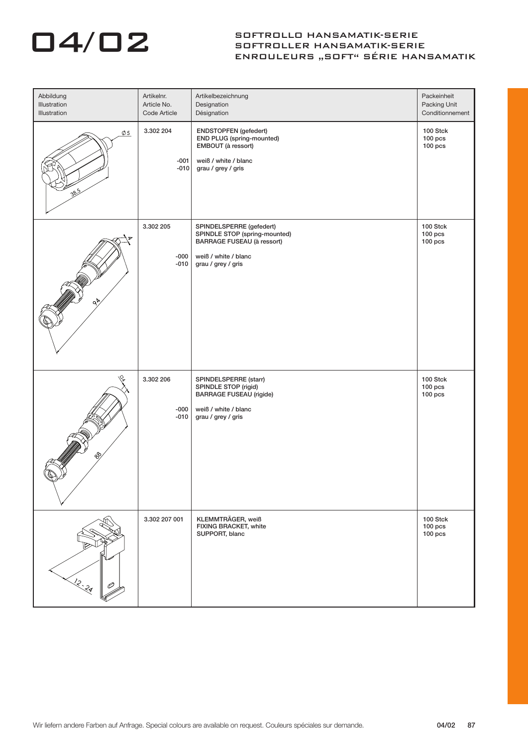# 04/02

## SOFTROLLO HANSAMATIK-SERIE
## SOFTROLLER HANSAMATIK-SERIE
## ENROULEURS „SOFT“ SÉRIE HANSAMATIK

| Abbildung<br>Illustration<br>Illustration | Artikelnr.<br>Article No.<br>Code Article | Artikelbezeichnung<br>Designation<br>Désignation | Packeinheit<br>Packing Unit<br>Conditionnement |
|---|---|---|---|
| Ø 5<br>38,5 | 3.302 204<br><br>-001<br>-010 | **ENDSTOPFEN (gefedert)**<br>**END PLUG (spring-mounted)**<br>**EMBOUT (à ressort)**<br><br>weiß / white / blanc<br>grau / grey / gris | 100 Stck<br>100 pcs<br>100 pcs |
| 4<br>94 | 3.302 205<br><br>-000<br>-010 | SPINDELSPERRE (gefedert)<br>SPINDLE STOP (spring-mounted)<br>BARRAGE FUSEAU (à ressort)<br><br>weiß / white / blanc<br>grau / grey / gris | 100 Stck<br>100 pcs<br>100 pcs |
| 4<br>88 | 3.302 206<br><br>-000<br>-010 | SPINDELSPERRE (starr)<br>SPINDLE STOP (rigid)<br>BARRAGE FUSEAU (rigide)<br><br>weiß / white / blanc<br>grau / grey / gris | 100 Stck<br>100 pcs<br>100 pcs |
| 12 - 24 | 3.302 207 001 | KLEMMTRÄGER, weiß<br>FIXING BRACKET, white<br>SUPPORT, blanc | 100 Stck<br>100 pcs<br>100 pcs |

Wir liefern andere Farben auf Anfrage. Special colours are available on request. Couleurs spéciales sur demande.